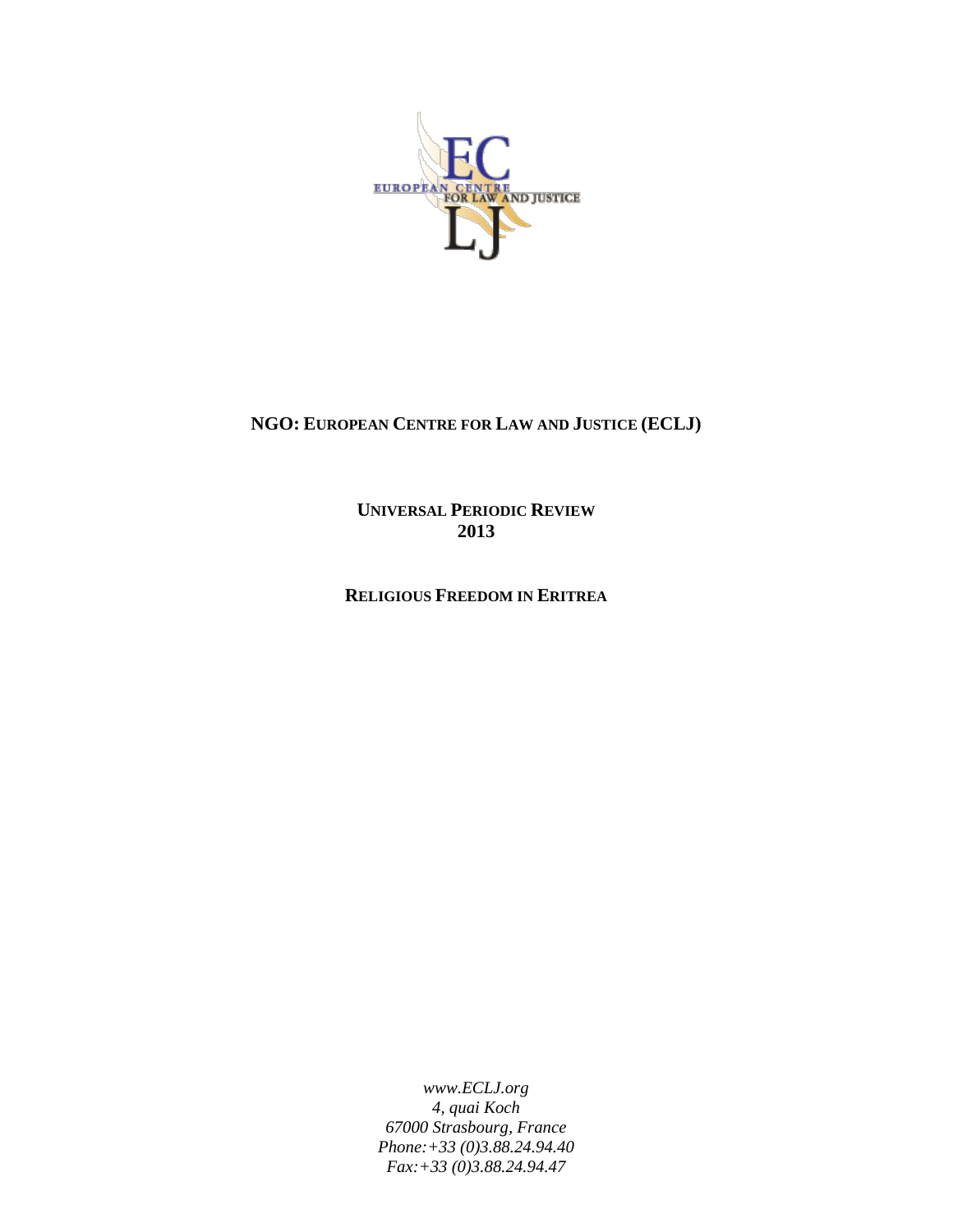**NGO: EUROPEAN CENTRE FOR LAW AND JUSTICE (ECLJ)**

**UNIVERSAL PERIODIC REVIEW**
**2013**

**RELIGIOUS FREEDOM IN ERITREA**

*www.ECLJ.org*
*4, quai Koch*
*67000 Strasbourg, France*
*Phone:+33 (0)3.88.24.94.40*
*Fax:+33 (0)3.88.24.94.47*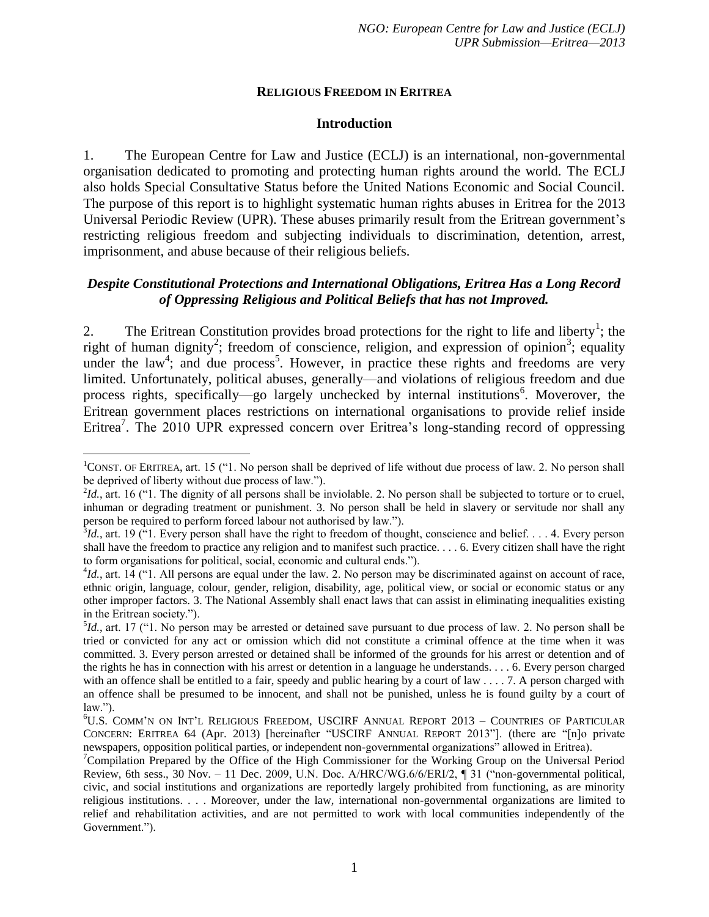## RELIGIOUS FREEDOM IN ERITREA

### Introduction

1. The European Centre for Law and Justice (ECLJ) is an international, non-governmental organisation dedicated to promoting and protecting human rights around the world. The ECLJ also holds Special Consultative Status before the United Nations Economic and Social Council. The purpose of this report is to highlight systematic human rights abuses in Eritrea for the 2013 Universal Periodic Review (UPR). These abuses primarily result from the Eritrean government's restricting religious freedom and subjecting individuals to discrimination, detention, arrest, imprisonment, and abuse because of their religious beliefs.

### *Despite Constitutional Protections and International Obligations, Eritrea Has a Long Record of Oppressing Religious and Political Beliefs that has not Improved.*

2. The Eritrean Constitution provides broad protections for the right to life and liberty[1]; the right of human dignity[2]; freedom of conscience, religion, and expression of opinion[3]; equality under the law[4]; and due process[5]. However, in practice these rights and freedoms are very limited. Unfortunately, political abuses, generally—and violations of religious freedom and due process rights, specifically—go largely unchecked by internal institutions[6]. Moverover, the Eritrean government places restrictions on international organisations to provide relief inside Eritrea[7]. The 2010 UPR expressed concern over Eritrea's long-standing record of oppressing

---

[1] CONST. OF ERITREA, art. 15 ("1. No person shall be deprived of life without due process of law. 2. No person shall be deprived of liberty without due process of law.").

[2] *Id.*, art. 16 ("1. The dignity of all persons shall be inviolable. 2. No person shall be subjected to torture or to cruel, inhuman or degrading treatment or punishment. 3. No person shall be held in slavery or servitude nor shall any person be required to perform forced labour not authorised by law.").

[3] *Id.*, art. 19 ("1. Every person shall have the right to freedom of thought, conscience and belief. . . . 4. Every person shall have the freedom to practice any religion and to manifest such practice. . . . 6. Every citizen shall have the right to form organisations for political, social, economic and cultural ends.").

[4] *Id.*, art. 14 ("1. All persons are equal under the law. 2. No person may be discriminated against on account of race, ethnic origin, language, colour, gender, religion, disability, age, political view, or social or economic status or any other improper factors. 3. The National Assembly shall enact laws that can assist in eliminating inequalities existing in the Eritrean society.").

[5] *Id.*, art. 17 ("1. No person may be arrested or detained save pursuant to due process of law. 2. No person shall be tried or convicted for any act or omission which did not constitute a criminal offence at the time when it was committed. 3. Every person arrested or detained shall be informed of the grounds for his arrest or detention and of the rights he has in connection with his arrest or detention in a language he understands. . . . 6. Every person charged with an offence shall be entitled to a fair, speedy and public hearing by a court of law . . . . 7. A person charged with an offence shall be presumed to be innocent, and shall not be punished, unless he is found guilty by a court of law.").

[6] U.S. COMM'N ON INT'L RELIGIOUS FREEDOM, USCIRF ANNUAL REPORT 2013 – COUNTRIES OF PARTICULAR CONCERN: ERITREA 64 (Apr. 2013) [hereinafter "USCIRF ANNUAL REPORT 2013"]. (there are "[n]o private newspapers, opposition political parties, or independent non-governmental organizations" allowed in Eritrea).

[7] Compilation Prepared by the Office of the High Commissioner for the Working Group on the Universal Period Review, 6th sess., 30 Nov. – 11 Dec. 2009, U.N. Doc. A/HRC/WG.6/6/ERI/2, ¶ 31 ("non-governmental political, civic, and social institutions and organizations are reportedly largely prohibited from functioning, as are minority religious institutions. . . . Moreover, under the law, international non-governmental organizations are limited to relief and rehabilitation activities, and are not permitted to work with local communities independently of the Government.").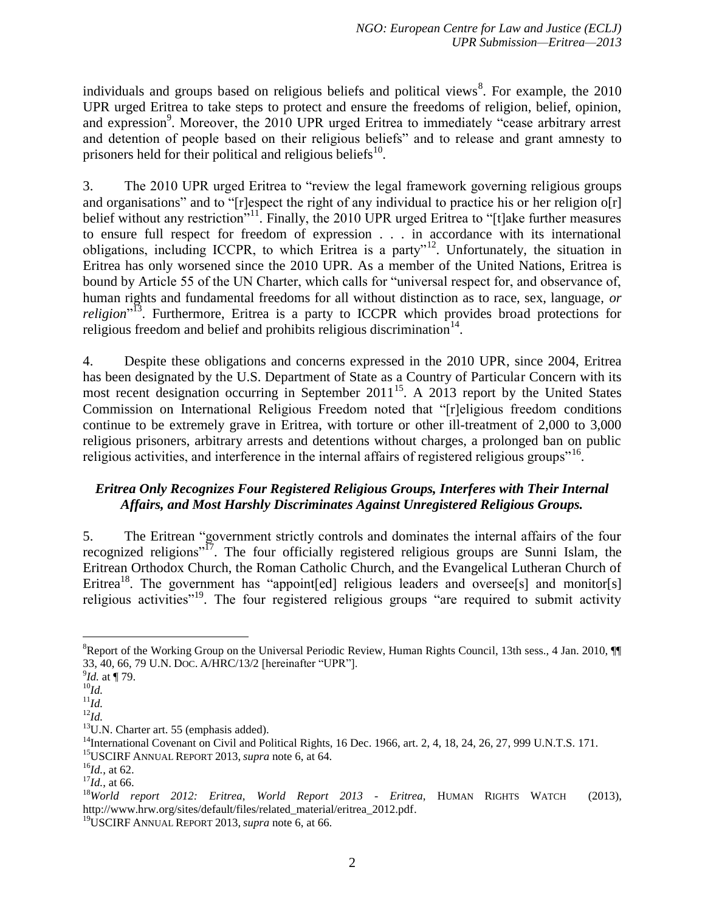individuals and groups based on religious beliefs and political views[8]. For example, the 2010 UPR urged Eritrea to take steps to protect and ensure the freedoms of religion, belief, opinion, and expression[9]. Moreover, the 2010 UPR urged Eritrea to immediately "cease arbitrary arrest and detention of people based on their religious beliefs" and to release and grant amnesty to prisoners held for their political and religious beliefs[10].

3. The 2010 UPR urged Eritrea to "review the legal framework governing religious groups and organisations" and to "[r]espect the right of any individual to practice his or her religion o[r] belief without any restriction"[11]. Finally, the 2010 UPR urged Eritrea to "[t]ake further measures to ensure full respect for freedom of expression . . . in accordance with its international obligations, including ICCPR, to which Eritrea is a party"[12]. Unfortunately, the situation in Eritrea has only worsened since the 2010 UPR. As a member of the United Nations, Eritrea is bound by Article 55 of the UN Charter, which calls for "universal respect for, and observance of, human rights and fundamental freedoms for all without distinction as to race, sex, language, *or religion*"[13]. Furthermore, Eritrea is a party to ICCPR which provides broad protections for religious freedom and belief and prohibits religious discrimination[14].

4. Despite these obligations and concerns expressed in the 2010 UPR, since 2004, Eritrea has been designated by the U.S. Department of State as a Country of Particular Concern with its most recent designation occurring in September 2011[15]. A 2013 report by the United States Commission on International Religious Freedom noted that "[r]eligious freedom conditions continue to be extremely grave in Eritrea, with torture or other ill-treatment of 2,000 to 3,000 religious prisoners, arbitrary arrests and detentions without charges, a prolonged ban on public religious activities, and interference in the internal affairs of registered religious groups"[16].

***Eritrea Only Recognizes Four Registered Religious Groups, Interferes with Their Internal Affairs, and Most Harshly Discriminates Against Unregistered Religious Groups.***

5. The Eritrean "government strictly controls and dominates the internal affairs of the four recognized religions"[17]. The four officially registered religious groups are Sunni Islam, the Eritrean Orthodox Church, the Roman Catholic Church, and the Evangelical Lutheran Church of Eritrea[18]. The government has "appoint[ed] religious leaders and oversee[s] and monitor[s] religious activities"[19]. The four registered religious groups "are required to submit activity

---

[8]Report of the Working Group on the Universal Periodic Review, Human Rights Council, 13th sess., 4 Jan. 2010, ¶¶ 33, 40, 66, 79 U.N. DOC. A/HRC/13/2 [hereinafter "UPR"].

[9]*Id.* at ¶ 79.

[10]*Id.*

[11]*Id.*

[12]*Id.*

[13]U.N. Charter art. 55 (emphasis added).

[14]International Covenant on Civil and Political Rights, 16 Dec. 1966, art. 2, 4, 18, 24, 26, 27, 999 U.N.T.S. 171.

[15]USCIRF ANNUAL REPORT 2013, *supra* note 6, at 64.

[16]*Id.*, at 62.

[17]*Id.*, at 66.

[18]*World report 2012: Eritrea, World Report 2013 - Eritrea*, HUMAN RIGHTS WATCH (2013), http://www.hrw.org/sites/default/files/related_material/eritrea_2012.pdf.

[19]USCIRF ANNUAL REPORT 2013, *supra* note 6, at 66.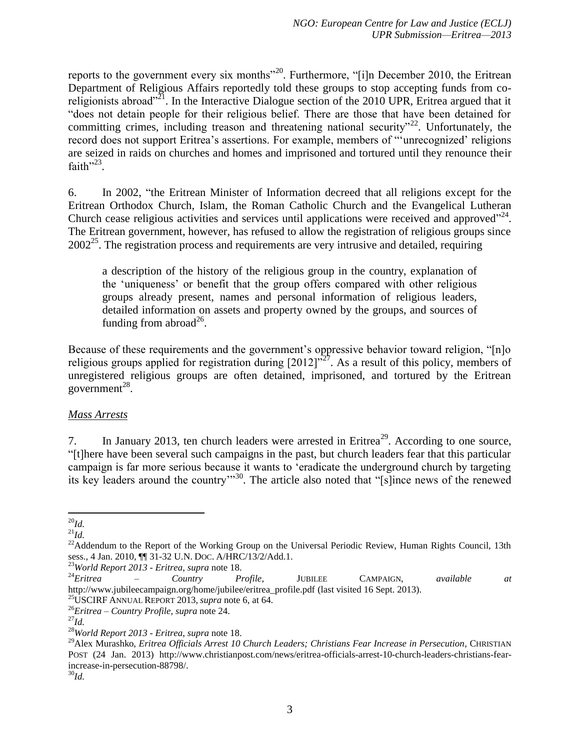reports to the government every six months"[20]. Furthermore, "[i]n December 2010, the Eritrean Department of Religious Affairs reportedly told these groups to stop accepting funds from co-religionists abroad"[21]. In the Interactive Dialogue section of the 2010 UPR, Eritrea argued that it "does not detain people for their religious belief. There are those that have been detained for committing crimes, including treason and threatening national security"[22]. Unfortunately, the record does not support Eritrea's assertions. For example, members of "'unrecognized' religions are seized in raids on churches and homes and imprisoned and tortured until they renounce their faith"[23].

6. In 2002, "the Eritrean Minister of Information decreed that all religions except for the Eritrean Orthodox Church, Islam, the Roman Catholic Church and the Evangelical Lutheran Church cease religious activities and services until applications were received and approved"[24]. The Eritrean government, however, has refused to allow the registration of religious groups since 2002[25]. The registration process and requirements are very intrusive and detailed, requiring

> a description of the history of the religious group in the country, explanation of the 'uniqueness' or benefit that the group offers compared with other religious groups already present, names and personal information of religious leaders, detailed information on assets and property owned by the groups, and sources of funding from abroad[26].

Because of these requirements and the government's oppressive behavior toward religion, "[n]o religious groups applied for registration during [2012]"[27]. As a result of this policy, members of unregistered religious groups are often detained, imprisoned, and tortured by the Eritrean government[28].

*Mass Arrests*

7. In January 2013, ten church leaders were arrested in Eritrea[29]. According to one source, "[t]here have been several such campaigns in the past, but church leaders fear that this particular campaign is far more serious because it wants to 'eradicate the underground church by targeting its key leaders around the country'"[30]. The article also noted that "[s]ince news of the renewed

---

[20] *Id.*

[21] *Id.*

[22] Addendum to the Report of the Working Group on the Universal Periodic Review, Human Rights Council, 13th sess., 4 Jan. 2010, ¶¶ 31-32 U.N. DOC. A/HRC/13/2/Add.1.

[23] *World Report 2013 - Eritrea*, *supra* note 18.

[24] *Eritrea – Country Profile*, JUBILEE CAMPAIGN, *available at* http://www.jubileecampaign.org/home/jubilee/eritrea_profile.pdf (last visited 16 Sept. 2013).

[25] USCIRF ANNUAL REPORT 2013, *supra* note 6, at 64.

[26] *Eritrea – Country Profile*, *supra* note 24.

[27] *Id.*

[28] *World Report 2013 - Eritrea*, *supra* note 18.

[29] Alex Murashko, *Eritrea Officials Arrest 10 Church Leaders; Christians Fear Increase in Persecution*, CHRISTIAN POST (24 Jan. 2013) http://www.christianpost.com/news/eritrea-officials-arrest-10-church-leaders-christians-fear-increase-in-persecution-88798/.

[30] *Id.*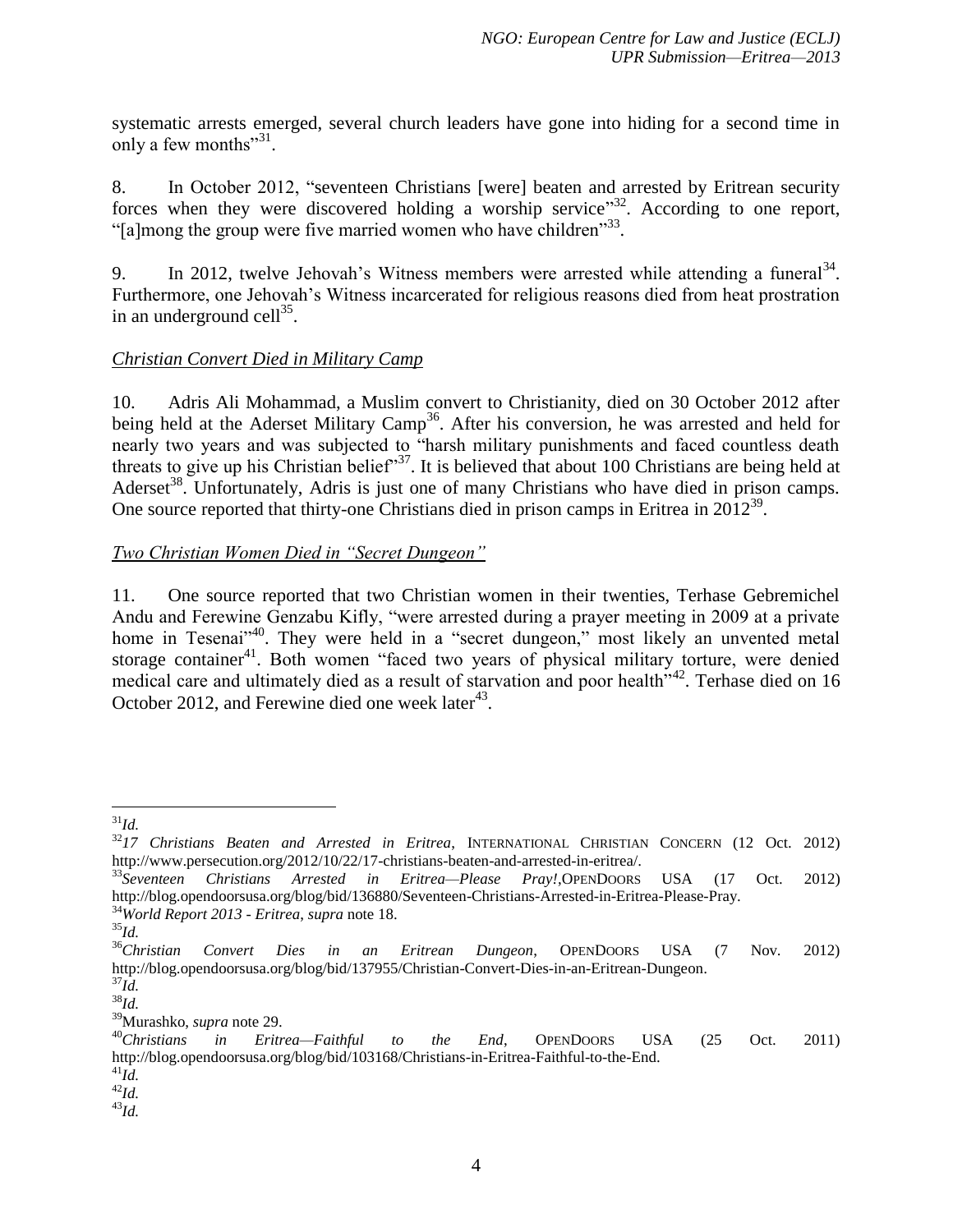systematic arrests emerged, several church leaders have gone into hiding for a second time in only a few months"[31].

8. In October 2012, "seventeen Christians [were] beaten and arrested by Eritrean security forces when they were discovered holding a worship service"[32]. According to one report, "[a]mong the group were five married women who have children"[33].

9. In 2012, twelve Jehovah's Witness members were arrested while attending a funeral[34]. Furthermore, one Jehovah's Witness incarcerated for religious reasons died from heat prostration in an underground cell[35].

*Christian Convert Died in Military Camp*

10. Adris Ali Mohammad, a Muslim convert to Christianity, died on 30 October 2012 after being held at the Aderset Military Camp[36]. After his conversion, he was arrested and held for nearly two years and was subjected to "harsh military punishments and faced countless death threats to give up his Christian belief"[37]. It is believed that about 100 Christians are being held at Aderset[38]. Unfortunately, Adris is just one of many Christians who have died in prison camps. One source reported that thirty-one Christians died in prison camps in Eritrea in 2012[39].

*Two Christian Women Died in "Secret Dungeon"*

11. One source reported that two Christian women in their twenties, Terhase Gebremichel Andu and Ferewine Genzabu Kifly, "were arrested during a prayer meeting in 2009 at a private home in Tesenai"[40]. They were held in a "secret dungeon," most likely an unvented metal storage container[41]. Both women "faced two years of physical military torture, were denied medical care and ultimately died as a result of starvation and poor health"[42]. Terhase died on 16 October 2012, and Ferewine died one week later[43].

---

[31] *Id.*

[32] *17 Christians Beaten and Arrested in Eritrea*, INTERNATIONAL CHRISTIAN CONCERN (12 Oct. 2012) http://www.persecution.org/2012/10/22/17-christians-beaten-and-arrested-in-eritrea/.

[33] *Seventeen Christians Arrested in Eritrea—Please Pray!*, OPENDOORS USA (17 Oct. 2012) http://blog.opendoorsusa.org/blog/bid/136880/Seventeen-Christians-Arrested-in-Eritrea-Please-Pray.

[34] *World Report 2013 - Eritrea*, *supra* note 18.

[35] *Id.*

[36] *Christian Convert Dies in an Eritrean Dungeon*, OPENDOORS USA (7 Nov. 2012) http://blog.opendoorsusa.org/blog/bid/137955/Christian-Convert-Dies-in-an-Eritrean-Dungeon.

[37] *Id.*

[38] *Id.*

[39] Murashko, *supra* note 29.

[40] *Christians in Eritrea—Faithful to the End*, OPENDOORS USA (25 Oct. 2011) http://blog.opendoorsusa.org/blog/bid/103168/Christians-in-Eritrea-Faithful-to-the-End.

[41] *Id.*

[42] *Id.*

[43] *Id.*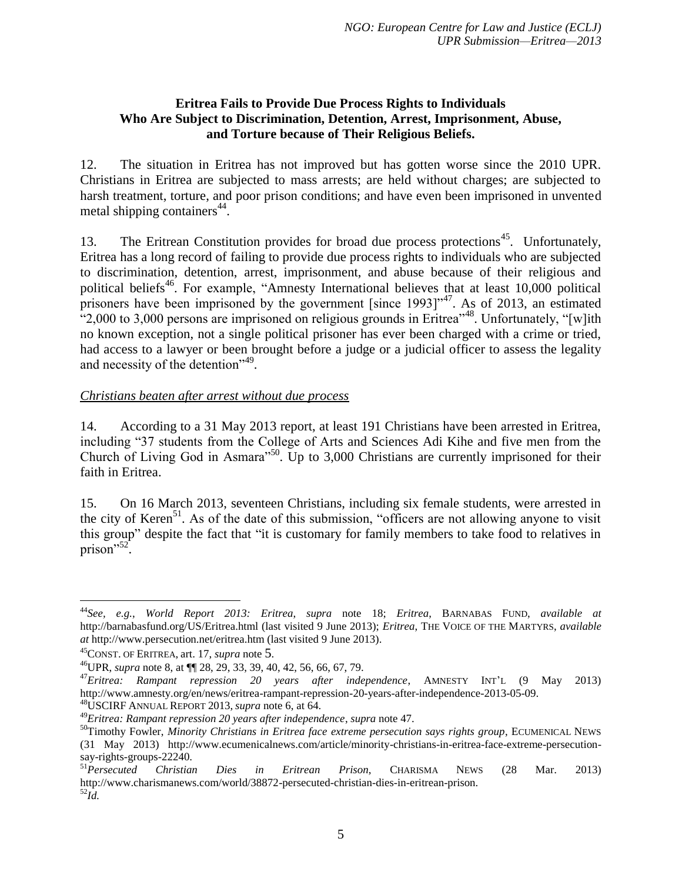**Eritrea Fails to Provide Due Process Rights to Individuals Who Are Subject to Discrimination, Detention, Arrest, Imprisonment, Abuse, and Torture because of Their Religious Beliefs.**

12. The situation in Eritrea has not improved but has gotten worse since the 2010 UPR. Christians in Eritrea are subjected to mass arrests; are held without charges; are subjected to harsh treatment, torture, and poor prison conditions; and have even been imprisoned in unvented metal shipping containers[44].

13. The Eritrean Constitution provides for broad due process protections[45]. Unfortunately, Eritrea has a long record of failing to provide due process rights to individuals who are subjected to discrimination, detention, arrest, imprisonment, and abuse because of their religious and political beliefs[46]. For example, "Amnesty International believes that at least 10,000 political prisoners have been imprisoned by the government [since 1993]"[47]. As of 2013, an estimated "2,000 to 3,000 persons are imprisoned on religious grounds in Eritrea"[48]. Unfortunately, "[w]ith no known exception, not a single political prisoner has ever been charged with a crime or tried, had access to a lawyer or been brought before a judge or a judicial officer to assess the legality and necessity of the detention"[49].

*Christians beaten after arrest without due process*

14. According to a 31 May 2013 report, at least 191 Christians have been arrested in Eritrea, including "37 students from the College of Arts and Sciences Adi Kihe and five men from the Church of Living God in Asmara"[50]. Up to 3,000 Christians are currently imprisoned for their faith in Eritrea.

15. On 16 March 2013, seventeen Christians, including six female students, were arrested in the city of Keren[51]. As of the date of this submission, "officers are not allowing anyone to visit this group" despite the fact that "it is customary for family members to take food to relatives in prison"[52].

---

[44] *See, e.g.*, *World Report 2013: Eritrea*, *supra* note 18; *Eritrea*, BARNABAS FUND, *available at* http://barnabasfund.org/US/Eritrea.html (last visited 9 June 2013); *Eritrea*, THE VOICE OF THE MARTYRS, *available at* http://www.persecution.net/eritrea.htm (last visited 9 June 2013).

[45] CONST. OF ERITREA, art. 17, *supra* note 5.

[46] UPR, *supra* note 8, at ¶¶ 28, 29, 33, 39, 40, 42, 56, 66, 67, 79.

[47] *Eritrea: Rampant repression 20 years after independence*, AMNESTY INT'L (9 May 2013) http://www.amnesty.org/en/news/eritrea-rampant-repression-20-years-after-independence-2013-05-09.

[48] USCIRF ANNUAL REPORT 2013, *supra* note 6, at 64.

[49] *Eritrea: Rampant repression 20 years after independence*, *supra* note 47.

[50] Timothy Fowler, *Minority Christians in Eritrea face extreme persecution says rights group*, ECUMENICAL NEWS (31 May 2013) http://www.ecumenicalnews.com/article/minority-christians-in-eritrea-face-extreme-persecution-say-rights-groups-22240.

[51] *Persecuted Christian Dies in Eritrean Prison*, CHARISMA NEWS (28 Mar. 2013) http://www.charismanews.com/world/38872-persecuted-christian-dies-in-eritrean-prison.

[52] *Id.*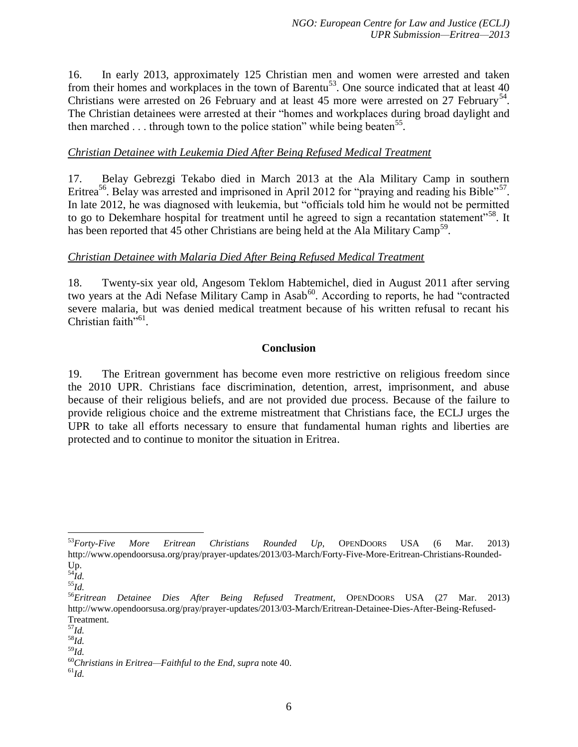16. In early 2013, approximately 125 Christian men and women were arrested and taken from their homes and workplaces in the town of Barentu[53]. One source indicated that at least 40 Christians were arrested on 26 February and at least 45 more were arrested on 27 February[54]. The Christian detainees were arrested at their "homes and workplaces during broad daylight and then marched . . . through town to the police station" while being beaten[55].

*Christian Detainee with Leukemia Died After Being Refused Medical Treatment*

17. Belay Gebrezgi Tekabo died in March 2013 at the Ala Military Camp in southern Eritrea[56]. Belay was arrested and imprisoned in April 2012 for "praying and reading his Bible"[57]. In late 2012, he was diagnosed with leukemia, but "officials told him he would not be permitted to go to Dekemhare hospital for treatment until he agreed to sign a recantation statement"[58]. It has been reported that 45 other Christians are being held at the Ala Military Camp[59].

*Christian Detainee with Malaria Died After Being Refused Medical Treatment*

18. Twenty-six year old, Angesom Teklom Habtemichel, died in August 2011 after serving two years at the Adi Nefase Military Camp in Asab[60]. According to reports, he had "contracted severe malaria, but was denied medical treatment because of his written refusal to recant his Christian faith"[61].

## Conclusion

19. The Eritrean government has become even more restrictive on religious freedom since the 2010 UPR. Christians face discrimination, detention, arrest, imprisonment, and abuse because of their religious beliefs, and are not provided due process. Because of the failure to provide religious choice and the extreme mistreatment that Christians face, the ECLJ urges the UPR to take all efforts necessary to ensure that fundamental human rights and liberties are protected and to continue to monitor the situation in Eritrea.

---

[53] *Forty-Five More Eritrean Christians Rounded Up*, OPENDOORS USA (6 Mar. 2013) http://www.opendoorsusa.org/pray/prayer-updates/2013/03-March/Forty-Five-More-Eritrean-Christians-Rounded-Up.

[54] *Id.*

[55] *Id.*

[56] *Eritrean Detainee Dies After Being Refused Treatment*, OPENDOORS USA (27 Mar. 2013) http://www.opendoorsusa.org/pray/prayer-updates/2013/03-March/Eritrean-Detainee-Dies-After-Being-Refused-Treatment.

[57] *Id.*

[58] *Id.*

[59] *Id.*

[60] *Christians in Eritrea—Faithful to the End*, *supra* note 40.

[61] *Id.*